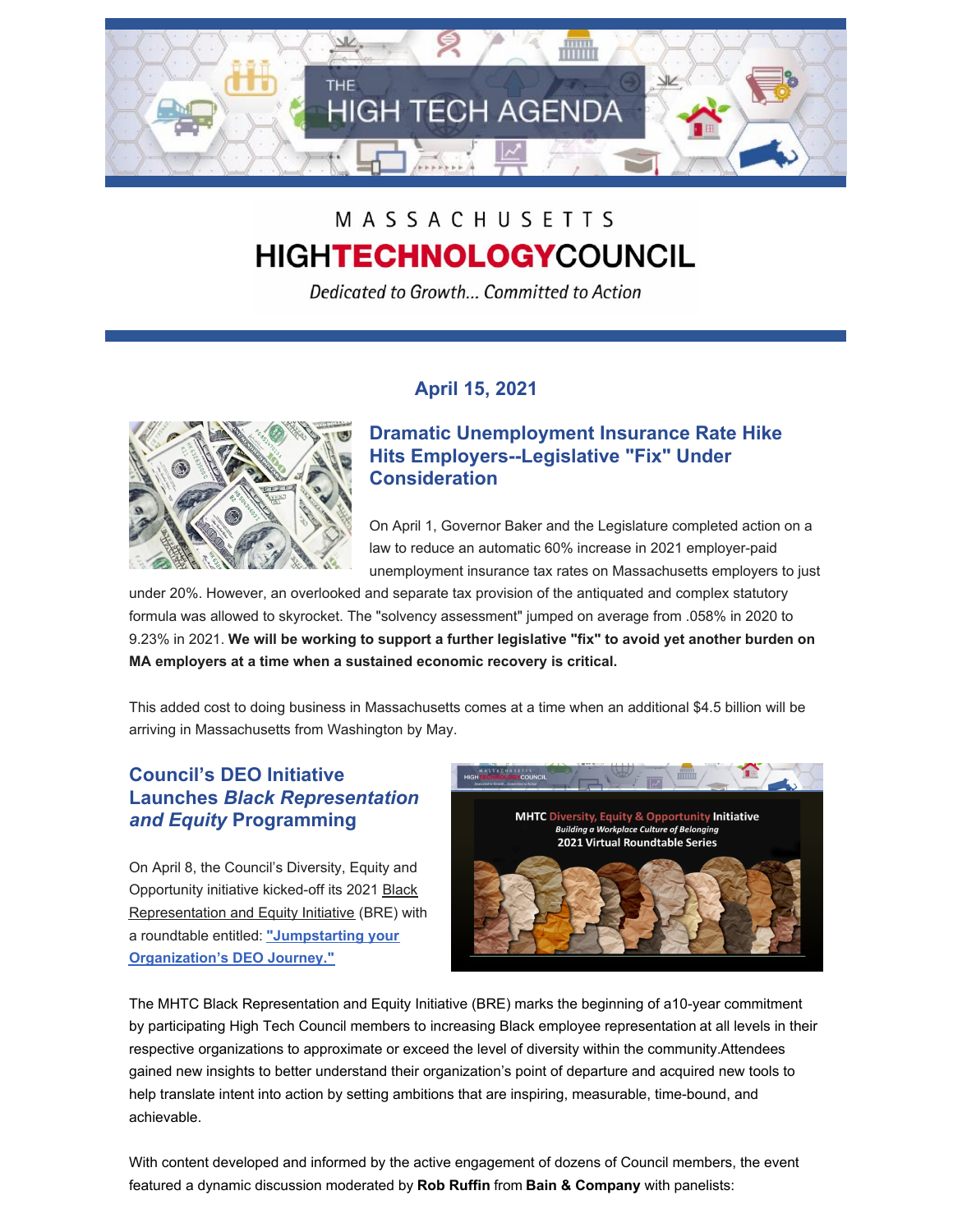THE HIGH TECH AGENDA

MASSACHUSETTS HIGH TECHNOLOGY COUNCIL

*Dedicated to Growth... Committed to Action*

### April 15, 2021

## Dramatic Unemployment Insurance Rate Hike Hits Employers--Legislative "Fix" Under Consideration

On April 1, Governor Baker and the Legislature completed action on a law to reduce an automatic 60% increase in 2021 employer-paid unemployment insurance tax rates on Massachusetts employers to just under 20%. However, an overlooked and separate tax provision of the antiquated and complex statutory formula was allowed to skyrocket. The "solvency assessment" jumped on average from .058% in 2020 to 9.23% in 2021. **We will be working to support a further legislative "fix" to avoid yet another burden on MA employers at a time when a sustained economic recovery is critical.**

This added cost to doing business in Massachusetts comes at a time when an additional $4.5 billion will be arriving in Massachusetts from Washington by May.

## Council's DEO Initiative Launches *Black Representation and Equity* Programming

On April 8, the Council's Diversity, Equity and Opportunity initiative kicked-off its 2021 Black Representation and Equity Initiative (BRE) with a roundtable entitled: **"Jumpstarting your Organization's DEO Journey."**

The MHTC Black Representation and Equity Initiative (BRE) marks the beginning of a10-year commitment by participating High Tech Council members to increasing Black employee representation at all levels in their respective organizations to approximate or exceed the level of diversity within the community.Attendees gained new insights to better understand their organization's point of departure and acquired new tools to help translate intent into action by setting ambitions that are inspiring, measurable, time-bound, and achievable.

With content developed and informed by the active engagement of dozens of Council members, the event featured a dynamic discussion moderated by **Rob Ruffin** from **Bain & Company** with panelists: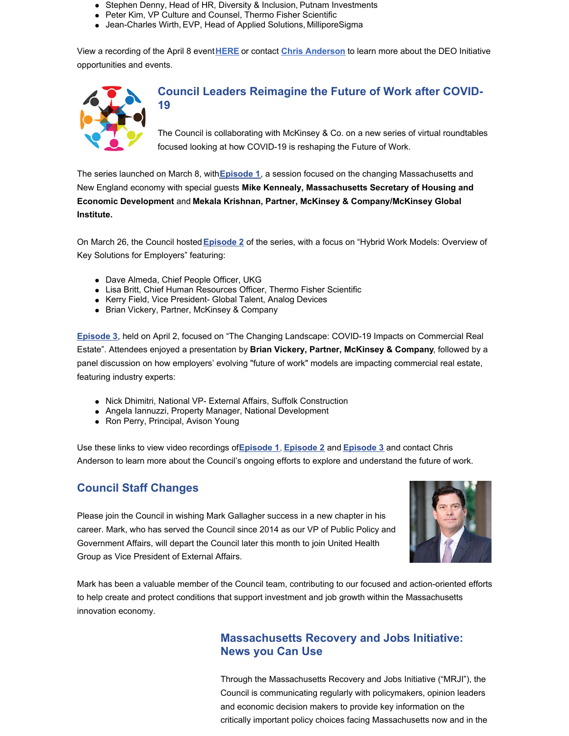- Stephen Denny, Head of HR, Diversity & Inclusion, Putnam Investments
- Peter Kim, VP Culture and Counsel, Thermo Fisher Scientific
- Jean-Charles Wirth, EVP, Head of Applied Solutions, MilliporeSigma

View a recording of the April 8 event **HERE** or contact **Chris Anderson** to learn more about the DEO Initiative opportunities and events.

## Council Leaders Reimagine the Future of Work after COVID-19

The Council is collaborating with McKinsey & Co. on a new series of virtual roundtables focused looking at how COVID-19 is reshaping the Future of Work.

The series launched on March 8, with **Episode 1**, a session focused on the changing Massachusetts and New England economy with special guests **Mike Kennealy, Massachusetts Secretary of Housing and Economic Development** and **Mekala Krishnan, Partner, McKinsey & Company/McKinsey Global Institute.**

On March 26, the Council hosted **Episode 2** of the series, with a focus on "Hybrid Work Models: Overview of Key Solutions for Employers" featuring:

- Dave Almeda, Chief People Officer, UKG
- Lisa Britt, Chief Human Resources Officer, Thermo Fisher Scientific
- Kerry Field, Vice President- Global Talent, Analog Devices
- Brian Vickery, Partner, McKinsey & Company

**Episode 3**, held on April 2, focused on "The Changing Landscape: COVID-19 Impacts on Commercial Real Estate". Attendees enjoyed a presentation by **Brian Vickery, Partner, McKinsey & Company**, followed by a panel discussion on how employers' evolving "future of work" models are impacting commercial real estate, featuring industry experts:

- Nick Dhimitri, National VP- External Affairs, Suffolk Construction
- Angela Iannuzzi, Property Manager, National Development
- Ron Perry, Principal, Avison Young

Use these links to view video recordings of **Episode 1**, **Episode 2** and **Episode 3** and contact Chris Anderson to learn more about the Council's ongoing efforts to explore and understand the future of work.

## Council Staff Changes

Please join the Council in wishing Mark Gallagher success in a new chapter in his career. Mark, who has served the Council since 2014 as our VP of Public Policy and Government Affairs, will depart the Council later this month to join United Health Group as Vice President of External Affairs.

Mark has been a valuable member of the Council team, contributing to our focused and action-oriented efforts to help create and protect conditions that support investment and job growth within the Massachusetts innovation economy.

## Massachusetts Recovery and Jobs Initiative: News you Can Use

Through the Massachusetts Recovery and Jobs Initiative ("MRJI"), the Council is communicating regularly with policymakers, opinion leaders and economic decision makers to provide key information on the critically important policy choices facing Massachusetts now and in the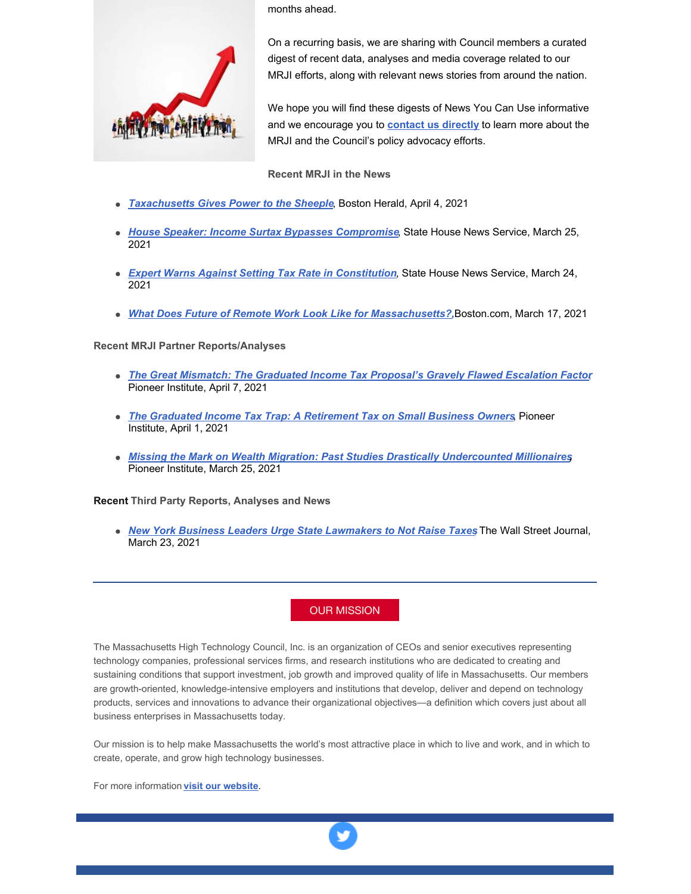months ahead.

On a recurring basis, we are sharing with Council members a curated digest of recent data, analyses and media coverage related to our MRJI efforts, along with relevant news stories from around the nation.

We hope you will find these digests of News You Can Use informative and we encourage you to **contact us directly** to learn more about the MRJI and the Council's policy advocacy efforts.

**Recent MRJI in the News**

- ***Taxachusetts Gives Power to the Sheeple***, Boston Herald, April 4, 2021
- ***House Speaker: Income Surtax Bypasses Compromise***, State House News Service, March 25, 2021
- ***Expert Warns Against Setting Tax Rate in Constitution***, State House News Service, March 24, 2021
- ***What Does Future of Remote Work Look Like for Massachusetts?***,Boston.com, March 17, 2021

**Recent MRJI Partner Reports/Analyses**

- ***The Great Mismatch: The Graduated Income Tax Proposal's Gravely Flawed Escalation Factor*** Pioneer Institute, April 7, 2021
- ***The Graduated Income Tax Trap: A Retirement Tax on Small Business Owners***, Pioneer Institute, April 1, 2021
- ***Missing the Mark on Wealth Migration: Past Studies Drastically Undercounted Millionaires***, Pioneer Institute, March 25, 2021

**Recent Third Party Reports, Analyses and News**

- ***New York Business Leaders Urge State Lawmakers to Not Raise Taxes*** The Wall Street Journal, March 23, 2021

---

OUR MISSION

The Massachusetts High Technology Council, Inc. is an organization of CEOs and senior executives representing technology companies, professional services firms, and research institutions who are dedicated to creating and sustaining conditions that support investment, job growth and improved quality of life in Massachusetts. Our members are growth-oriented, knowledge-intensive employers and institutions that develop, deliver and depend on technology products, services and innovations to advance their organizational objectives—a definition which covers just about all business enterprises in Massachusetts today.

Our mission is to help make Massachusetts the world's most attractive place in which to live and work, and in which to create, operate, and grow high technology businesses.

For more information **visit our website**.